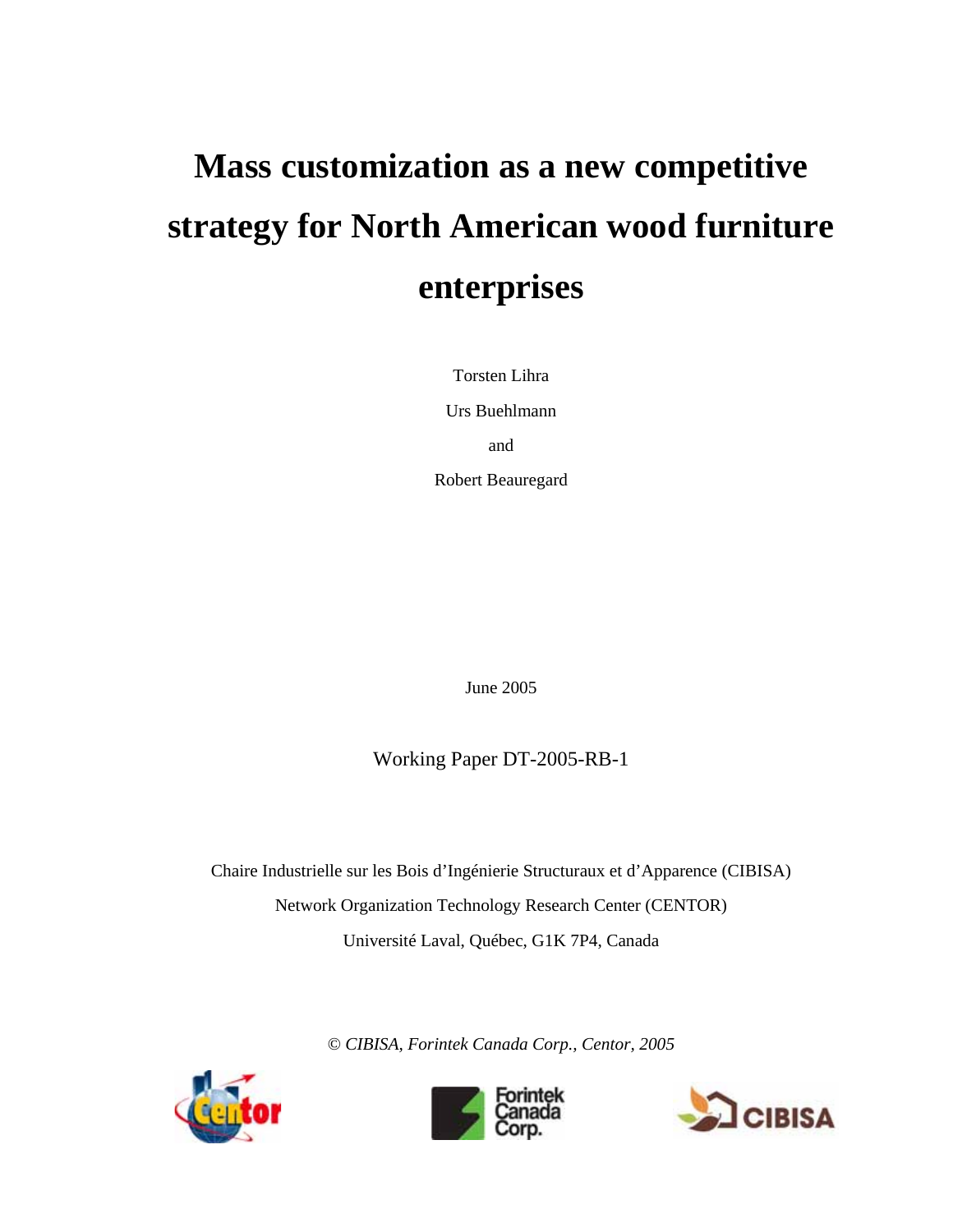# Mass customization as a new competitive strategy for North American wood furniture enterprises

Torsten Lihra

Urs Buehlmann

and

Robert Beauregard

June 2005

Working Paper DT-2005-RB-1

Chaire Industrielle sur les Bois d'Ingénierie Structuraux et d'Apparence (CIBISA)

Network Organization Technology Research Center (CENTOR)

Université Laval, Québec, G1K 7P4, Canada

*© CIBISA, Forintek Canada Corp., Centor, 2005*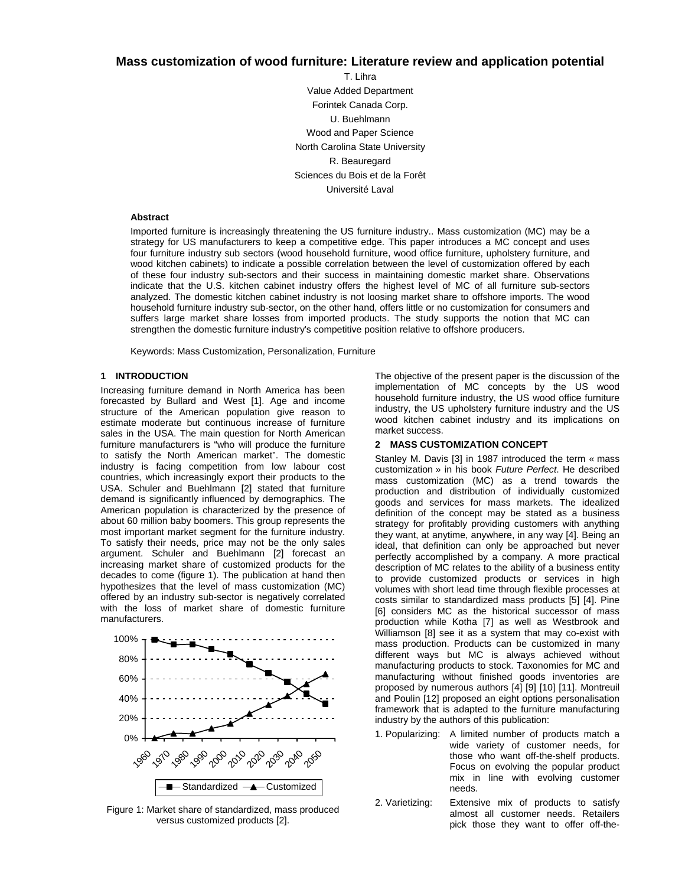# Mass customization of wood furniture: Literature review and application potential

T. Lihra
Value Added Department
Forintek Canada Corp.
U. Buehlmann
Wood and Paper Science
North Carolina State University
R. Beauregard
Sciences du Bois et de la Forêt
Université Laval

**Abstract**

Imported furniture is increasingly threatening the US furniture industry.. Mass customization (MC) may be a strategy for US manufacturers to keep a competitive edge. This paper introduces a MC concept and uses four furniture industry sub sectors (wood household furniture, wood office furniture, upholstery furniture, and wood kitchen cabinets) to indicate a possible correlation between the level of customization offered by each of these four industry sub-sectors and their success in maintaining domestic market share. Observations indicate that the U.S. kitchen cabinet industry offers the highest level of MC of all furniture sub-sectors analyzed. The domestic kitchen cabinet industry is not loosing market share to offshore imports. The wood household furniture industry sub-sector, on the other hand, offers little or no customization for consumers and suffers large market share losses from imported products. The study supports the notion that MC can strengthen the domestic furniture industry's competitive position relative to offshore producers.

Keywords: Mass Customization, Personalization, Furniture

## 1 INTRODUCTION

Increasing furniture demand in North America has been forecasted by Bullard and West [1]. Age and income structure of the American population give reason to estimate moderate but continuous increase of furniture sales in the USA. The main question for North American furniture manufacturers is "who will produce the furniture to satisfy the North American market". The domestic industry is facing competition from low labour cost countries, which increasingly export their products to the USA. Schuler and Buehlmann [2] stated that furniture demand is significantly influenced by demographics. The American population is characterized by the presence of about 60 million baby boomers. This group represents the most important market segment for the furniture industry. To satisfy their needs, price may not be the only sales argument. Schuler and Buehlmann [2] forecast an increasing market share of customized products for the decades to come (figure 1). The publication at hand then hypothesizes that the level of mass customization (MC) offered by an industry sub-sector is negatively correlated with the loss of market share of domestic furniture manufacturers.

| Year | Standardized | Customized |
| --- | --- | --- |
| 1960 | 100% | 0% |
| 1970 | 95% | 5% |
| 1980 | 95% | 5% |
| 1990 | 90% | 10% |
| 2000 | 85% | 15% |
| 2010 | 75% | 25% |
| 2020 | 66% | 34% |
| 2030 | 57% | 43% |
| 2040 | 45% | 55% |
| 2050 | 35% | 65% |

Figure 1: Market share of standardized, mass produced versus customized products [2].

The objective of the present paper is the discussion of the implementation of MC concepts by the US wood household furniture industry, the US wood office furniture industry, the US upholstery furniture industry and the US wood kitchen cabinet industry and its implications on market success.

## 2 MASS CUSTOMIZATION CONCEPT

Stanley M. Davis [3] in 1987 introduced the term « mass customization » in his book *Future Perfect*. He described mass customization (MC) as a trend towards the production and distribution of individually customized goods and services for mass markets. The idealized definition of the concept may be stated as a business strategy for profitably providing customers with anything they want, at anytime, anywhere, in any way [4]. Being an ideal, that definition can only be approached but never perfectly accomplished by a company. A more practical description of MC relates to the ability of a business entity to provide customized products or services in high volumes with short lead time through flexible processes at costs similar to standardized mass products [5] [4]. Pine [6] considers MC as the historical successor of mass production while Kotha [7] as well as Westbrook and Williamson [8] see it as a system that may co-exist with mass production. Products can be customized in many different ways but MC is always achieved without manufacturing products to stock. Taxonomies for MC and manufacturing without finished goods inventories are proposed by numerous authors [4] [9] [10] [11]. Montreuil and Poulin [12] proposed an eight options personalisation framework that is adapted to the furniture manufacturing industry by the authors of this publication:

1. Popularizing: A limited number of products match a wide variety of customer needs, for those who want off-the-shelf products. Focus on evolving the popular product mix in line with evolving customer needs.
2. Varietizing: Extensive mix of products to satisfy almost all customer needs. Retailers pick those they want to offer off-the-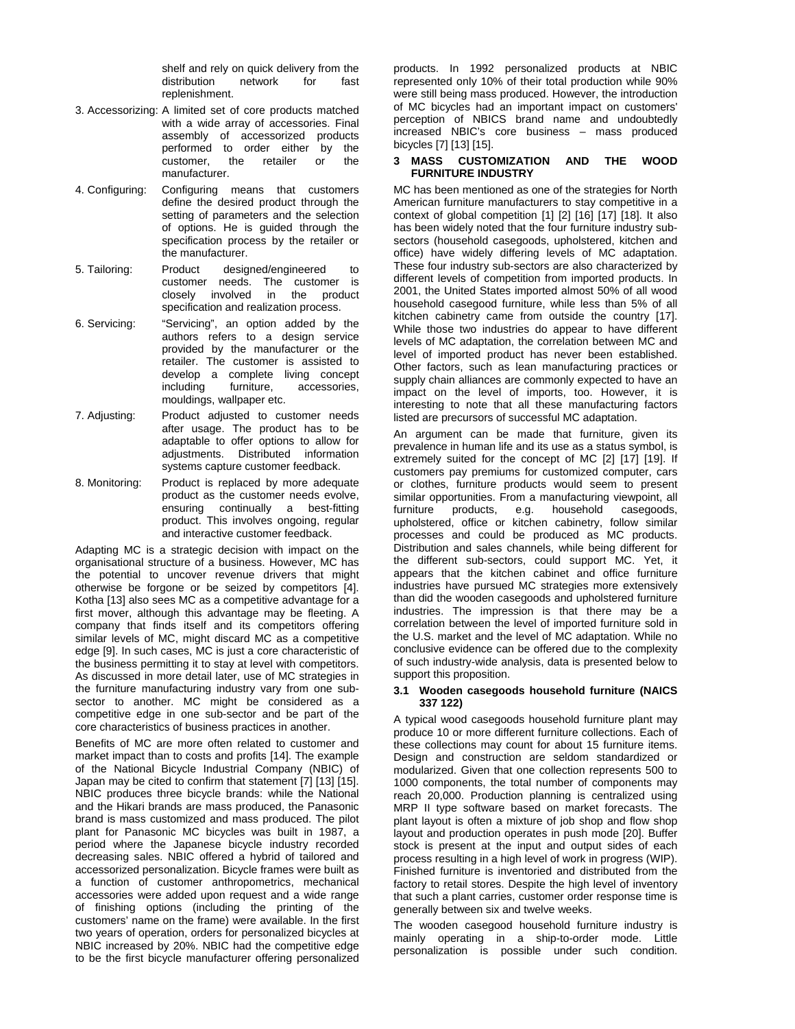shelf and rely on quick delivery from the distribution network for fast replenishment.

3. Accessorizing: A limited set of core products matched with a wide array of accessories. Final assembly of accessorized products performed to order either by the customer, the retailer or the manufacturer.

4. Configuring: Configuring means that customers define the desired product through the setting of parameters and the selection of options. He is guided through the specification process by the retailer or the manufacturer.

5. Tailoring: Product designed/engineered to customer needs. The customer is closely involved in the product specification and realization process.

6. Servicing: "Servicing", an option added by the authors refers to a design service provided by the manufacturer or the retailer. The customer is assisted to develop a complete living concept including furniture, accessories, mouldings, wallpaper etc.

7. Adjusting: Product adjusted to customer needs after usage. The product has to be adaptable to offer options to allow for adjustments. Distributed information systems capture customer feedback.

8. Monitoring: Product is replaced by more adequate product as the customer needs evolve, ensuring continually a best-fitting product. This involves ongoing, regular and interactive customer feedback.

Adapting MC is a strategic decision with impact on the organisational structure of a business. However, MC has the potential to uncover revenue drivers that might otherwise be forgone or be seized by competitors [4]. Kotha [13] also sees MC as a competitive advantage for a first mover, although this advantage may be fleeting. A company that finds itself and its competitors offering similar levels of MC, might discard MC as a competitive edge [9]. In such cases, MC is just a core characteristic of the business permitting it to stay at level with competitors. As discussed in more detail later, use of MC strategies in the furniture manufacturing industry vary from one sub-sector to another. MC might be considered as a competitive edge in one sub-sector and be part of the core characteristics of business practices in another.

Benefits of MC are more often related to customer and market impact than to costs and profits [14]. The example of the National Bicycle Industrial Company (NBIC) of Japan may be cited to confirm that statement [7] [13] [15]. NBIC produces three bicycle brands: while the National and the Hikari brands are mass produced, the Panasonic brand is mass customized and mass produced. The pilot plant for Panasonic MC bicycles was built in 1987, a period where the Japanese bicycle industry recorded decreasing sales. NBIC offered a hybrid of tailored and accessorized personalization. Bicycle frames were built as a function of customer anthropometrics, mechanical accessories were added upon request and a wide range of finishing options (including the printing of the customers' name on the frame) were available. In the first two years of operation, orders for personalized bicycles at NBIC increased by 20%. NBIC had the competitive edge to be the first bicycle manufacturer offering personalized products. In 1992 personalized products at NBIC represented only 10% of their total production while 90% were still being mass produced. However, the introduction of MC bicycles had an important impact on customers' perception of NBICS brand name and undoubtedly increased NBIC's core business – mass produced bicycles [7] [13] [15].

## 3 MASS CUSTOMIZATION AND THE WOOD FURNITURE INDUSTRY

MC has been mentioned as one of the strategies for North American furniture manufacturers to stay competitive in a context of global competition [1] [2] [16] [17] [18]. It also has been widely noted that the four furniture industry sub-sectors (household casegoods, upholstered, kitchen and office) have widely differing levels of MC adaptation. These four industry sub-sectors are also characterized by different levels of competition from imported products. In 2001, the United States imported almost 50% of all wood household casegood furniture, while less than 5% of all kitchen cabinetry came from outside the country [17]. While those two industries do appear to have different levels of MC adaptation, the correlation between MC and level of imported product has never been established. Other factors, such as lean manufacturing practices or supply chain alliances are commonly expected to have an impact on the level of imports, too. However, it is interesting to note that all these manufacturing factors listed are precursors of successful MC adaptation.

An argument can be made that furniture, given its prevalence in human life and its use as a status symbol, is extremely suited for the concept of MC [2] [17] [19]. If customers pay premiums for customized computer, cars or clothes, furniture products would seem to present similar opportunities. From a manufacturing viewpoint, all furniture products, e.g. household casegoods, upholstered, office or kitchen cabinetry, follow similar processes and could be produced as MC products. Distribution and sales channels, while being different for the different sub-sectors, could support MC. Yet, it appears that the kitchen cabinet and office furniture industries have pursued MC strategies more extensively than did the wooden casegoods and upholstered furniture industries. The impression is that there may be a correlation between the level of imported furniture sold in the U.S. market and the level of MC adaptation. While no conclusive evidence can be offered due to the complexity of such industry-wide analysis, data is presented below to support this proposition.

### 3.1 Wooden casegoods household furniture (NAICS 337 122)

A typical wood casegoods household furniture plant may produce 10 or more different furniture collections. Each of these collections may count for about 15 furniture items. Design and construction are seldom standardized or modularized. Given that one collection represents 500 to 1000 components, the total number of components may reach 20,000. Production planning is centralized using MRP II type software based on market forecasts. The plant layout is often a mixture of job shop and flow shop layout and production operates in push mode [20]. Buffer stock is present at the input and output sides of each process resulting in a high level of work in progress (WIP). Finished furniture is inventoried and distributed from the factory to retail stores. Despite the high level of inventory that such a plant carries, customer order response time is generally between six and twelve weeks.

The wooden casegood household furniture industry is mainly operating in a ship-to-order mode. Little personalization is possible under such condition.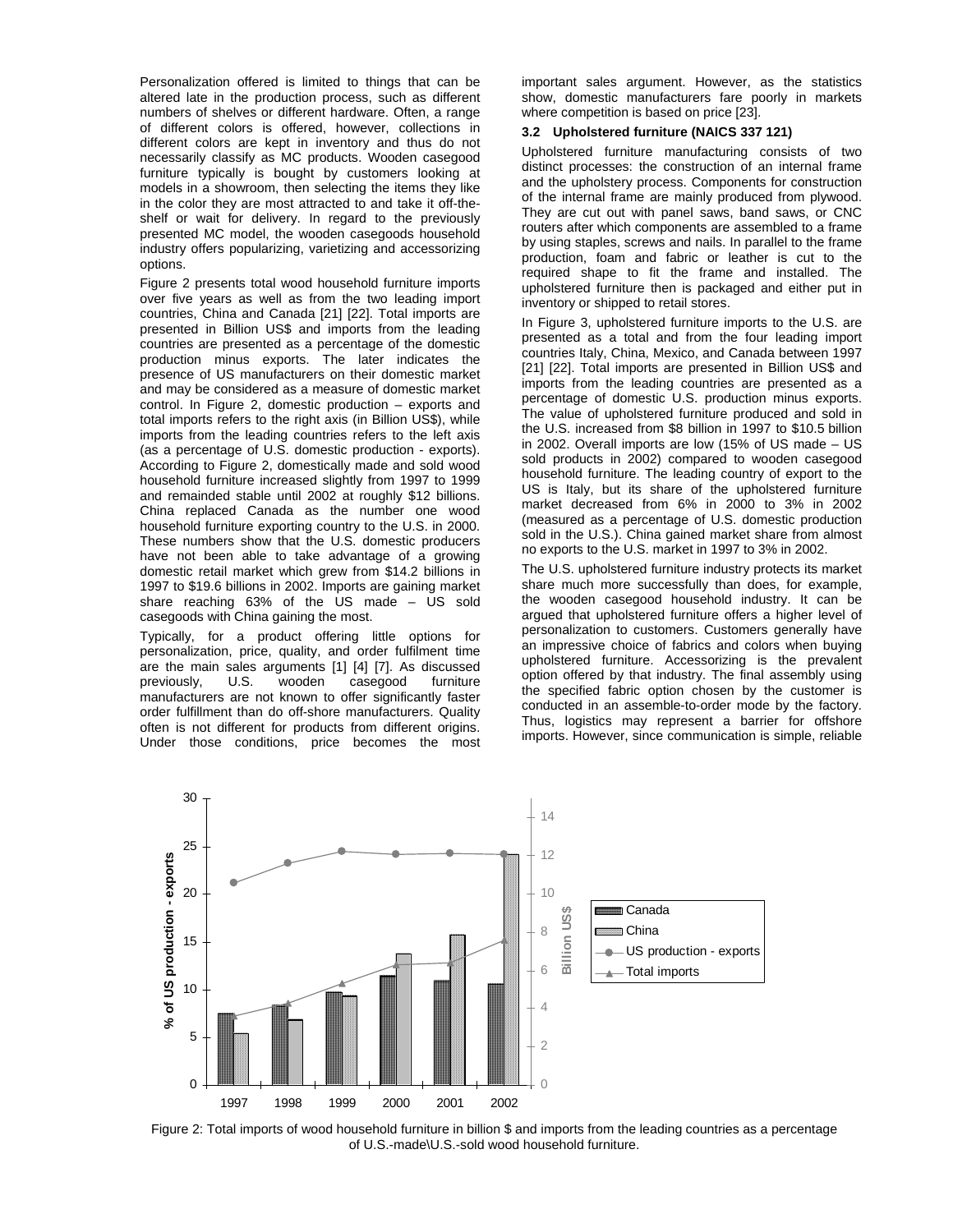Personalization offered is limited to things that can be altered late in the production process, such as different numbers of shelves or different hardware. Often, a range of different colors is offered, however, collections in different colors are kept in inventory and thus do not necessarily classify as MC products. Wooden casegood furniture typically is bought by customers looking at models in a showroom, then selecting the items they like in the color they are most attracted to and take it off-the-shelf or wait for delivery. In regard to the previously presented MC model, the wooden casegoods household industry offers popularizing, varietizing and accessorizing options.

Figure 2 presents total wood household furniture imports over five years as well as from the two leading import countries, China and Canada [21] [22]. Total imports are presented in Billion US$ and imports from the leading countries are presented as a percentage of the domestic production minus exports. The later indicates the presence of US manufacturers on their domestic market and may be considered as a measure of domestic market control. In Figure 2, domestic production – exports and total imports refers to the right axis (in Billion US$), while imports from the leading countries refers to the left axis (as a percentage of U.S. domestic production - exports). According to Figure 2, domestically made and sold wood household furniture increased slightly from 1997 to 1999 and remainded stable until 2002 at roughly $12 billions. China replaced Canada as the number one wood household furniture exporting country to the U.S. in 2000. These numbers show that the U.S. domestic producers have not been able to take advantage of a growing domestic retail market which grew from $14.2 billions in 1997 to $19.6 billions in 2002. Imports are gaining market share reaching 63% of the US made – US sold casegoods with China gaining the most.

Typically, for a product offering little options for personalization, price, quality, and order fulfilment time are the main sales arguments [1] [4] [7]. As discussed previously, U.S. wooden casegood furniture manufacturers are not known to offer significantly faster order fulfillment than do off-shore manufacturers. Quality often is not different for products from different origins. Under those conditions, price becomes the most important sales argument. However, as the statistics show, domestic manufacturers fare poorly in markets where competition is based on price [23].

### 3.2 Upholstered furniture (NAICS 337 121)

Upholstered furniture manufacturing consists of two distinct processes: the construction of an internal frame and the upholstery process. Components for construction of the internal frame are mainly produced from plywood. They are cut out with panel saws, band saws, or CNC routers after which components are assembled to a frame by using staples, screws and nails. In parallel to the frame production, foam and fabric or leather is cut to the required shape to fit the frame and installed. The upholstered furniture then is packaged and either put in inventory or shipped to retail stores.

In Figure 3, upholstered furniture imports to the U.S. are presented as a total and from the four leading import countries Italy, China, Mexico, and Canada between 1997 [21] [22]. Total imports are presented in Billion US$ and imports from the leading countries are presented as a percentage of domestic U.S. production minus exports. The value of upholstered furniture produced and sold in the U.S. increased from $8 billion in 1997 to $10.5 billion in 2002. Overall imports are low (15% of US made – US sold products in 2002) compared to wooden casegood household furniture. The leading country of export to the US is Italy, but its share of the upholstered furniture market decreased from 6% in 2000 to 3% in 2002 (measured as a percentage of U.S. domestic production sold in the U.S.). China gained market share from almost no exports to the U.S. market in 1997 to 3% in 2002.

The U.S. upholstered furniture industry protects its market share much more successfully than does, for example, the wooden casegood household industry. It can be argued that upholstered furniture offers a higher level of personalization to customers. Customers generally have an impressive choice of fabrics and colors when buying upholstered furniture. Accessorizing is the prevalent option offered by that industry. The final assembly using the specified fabric option chosen by the customer is conducted in an assemble-to-order mode by the factory. Thus, logistics may represent a barrier for offshore imports. However, since communication is simple, reliable

Figure 2: Total imports of wood household furniture in billion $ and imports from the leading countries as a percentage of U.S.-made\U.S.-sold wood household furniture.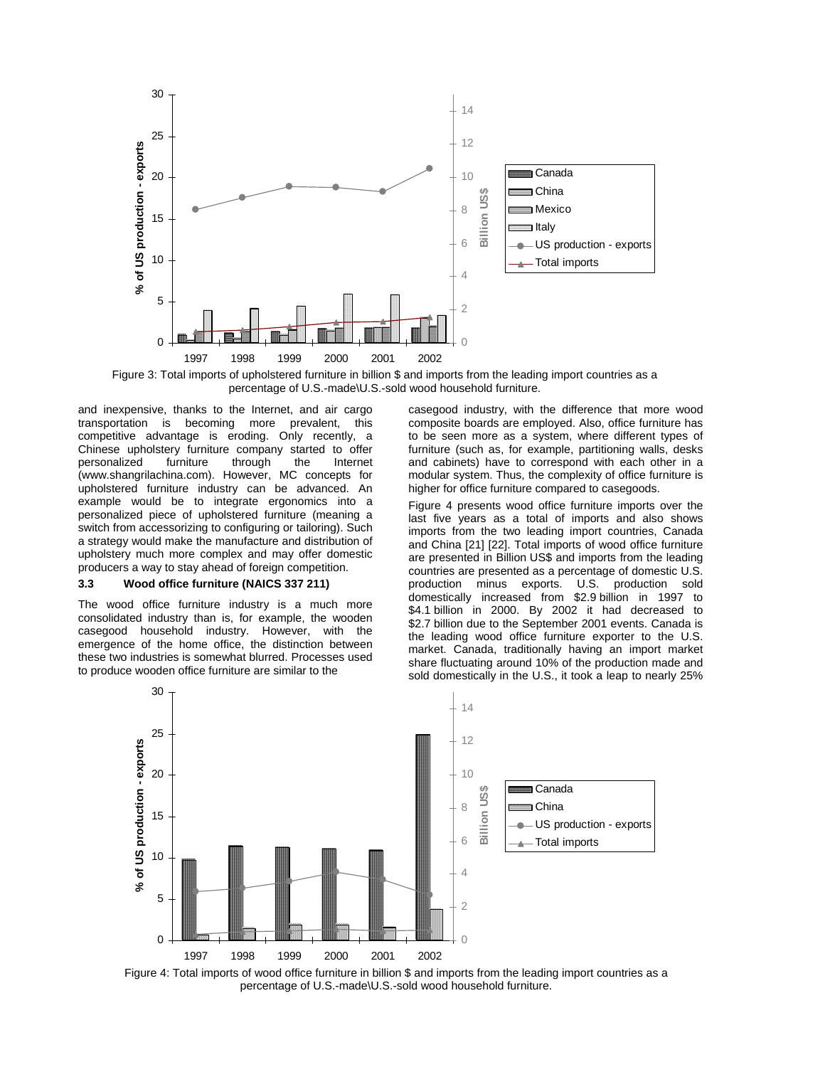Figure 3: Total imports of upholstered furniture in billion $ and imports from the leading import countries as a percentage of U.S.-made\U.S.-sold wood household furniture.

and inexpensive, thanks to the Internet, and air cargo transportation is becoming more prevalent, this competitive advantage is eroding. Only recently, a Chinese upholstery furniture company started to offer personalized furniture through the Internet (www.shangrilachina.com). However, MC concepts for upholstered furniture industry can be advanced. An example would be to integrate ergonomics into a personalized piece of upholstered furniture (meaning a switch from accessorizing to configuring or tailoring). Such a strategy would make the manufacture and distribution of upholstery much more complex and may offer domestic producers a way to stay ahead of foreign competition.

### 3.3 Wood office furniture (NAICS 337 211)

The wood office furniture industry is a much more consolidated industry than is, for example, the wooden casegood household industry. However, with the emergence of the home office, the distinction between these two industries is somewhat blurred. Processes used to produce wooden office furniture are similar to the casegood industry, with the difference that more wood composite boards are employed. Also, office furniture has to be seen more as a system, where different types of furniture (such as, for example, partitioning walls, desks and cabinets) have to correspond with each other in a modular system. Thus, the complexity of office furniture is higher for office furniture compared to casegoods.

Figure 4 presents wood office furniture imports over the last five years as a total of imports and also shows imports from the two leading import countries, Canada and China [21] [22]. Total imports of wood office furniture are presented in Billion US$ and imports from the leading countries are presented as a percentage of domestic U.S. production minus exports. U.S. production sold domestically increased from $2.9 billion in 1997 to $4.1 billion in 2000. By 2002 it had decreased to $2.7 billion due to the September 2001 events. Canada is the leading wood office furniture exporter to the U.S. market. Canada, traditionally having an import market share fluctuating around 10% of the production made and sold domestically in the U.S., it took a leap to nearly 25%

Figure 4: Total imports of wood office furniture in billion $ and imports from the leading import countries as a percentage of U.S.-made\U.S.-sold wood household furniture.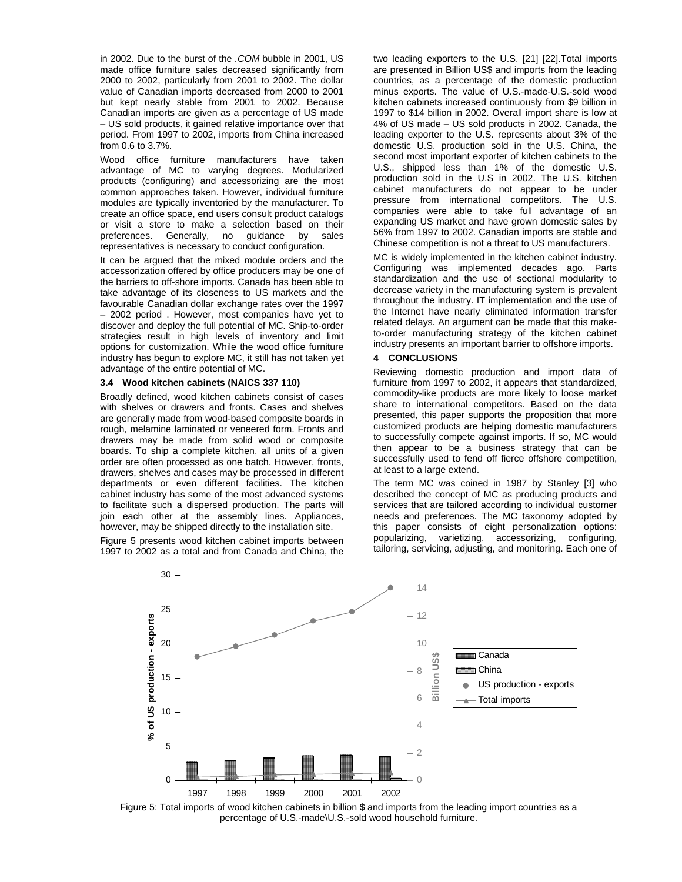in 2002. Due to the burst of the *.COM* bubble in 2001, US made office furniture sales decreased significantly from 2000 to 2002, particularly from 2001 to 2002. The dollar value of Canadian imports decreased from 2000 to 2001 but kept nearly stable from 2001 to 2002. Because Canadian imports are given as a percentage of US made – US sold products, it gained relative importance over that period. From 1997 to 2002, imports from China increased from 0.6 to 3.7%.

Wood office furniture manufacturers have taken advantage of MC to varying degrees. Modularized products (configuring) and accessorizing are the most common approaches taken. However, individual furniture modules are typically inventoried by the manufacturer. To create an office space, end users consult product catalogs or visit a store to make a selection based on their preferences. Generally, no guidance by sales representatives is necessary to conduct configuration.

It can be argued that the mixed module orders and the accessorization offered by office producers may be one of the barriers to off-shore imports. Canada has been able to take advantage of its closeness to US markets and the favourable Canadian dollar exchange rates over the 1997 – 2002 period . However, most companies have yet to discover and deploy the full potential of MC. Ship-to-order strategies result in high levels of inventory and limit options for customization. While the wood office furniture industry has begun to explore MC, it still has not taken yet advantage of the entire potential of MC.

### 3.4 Wood kitchen cabinets (NAICS 337 110)

Broadly defined, wood kitchen cabinets consist of cases with shelves or drawers and fronts. Cases and shelves are generally made from wood-based composite boards in rough, melamine laminated or veneered form. Fronts and drawers may be made from solid wood or composite boards. To ship a complete kitchen, all units of a given order are often processed as one batch. However, fronts, drawers, shelves and cases may be processed in different departments or even different facilities. The kitchen cabinet industry has some of the most advanced systems to facilitate such a dispersed production. The parts will join each other at the assembly lines. Appliances, however, may be shipped directly to the installation site.

Figure 5 presents wood kitchen cabinet imports between 1997 to 2002 as a total and from Canada and China, the two leading exporters to the U.S. [21] [22].Total imports are presented in Billion US$ and imports from the leading countries, as a percentage of the domestic production minus exports. The value of U.S.-made-U.S.-sold wood kitchen cabinets increased continuously from $9 billion in 1997 to $14 billion in 2002. Overall import share is low at 4% of US made – US sold products in 2002. Canada, the leading exporter to the U.S. represents about 3% of the domestic U.S. production sold in the U.S. China, the second most important exporter of kitchen cabinets to the U.S., shipped less than 1% of the domestic U.S. production sold in the U.S in 2002. The U.S. kitchen cabinet manufacturers do not appear to be under pressure from international competitors. The U.S. companies were able to take full advantage of an expanding US market and have grown domestic sales by 56% from 1997 to 2002. Canadian imports are stable and Chinese competition is not a threat to US manufacturers.

MC is widely implemented in the kitchen cabinet industry. Configuring was implemented decades ago. Parts standardization and the use of sectional modularity to decrease variety in the manufacturing system is prevalent throughout the industry. IT implementation and the use of the Internet have nearly eliminated information transfer related delays. An argument can be made that this make-to-order manufacturing strategy of the kitchen cabinet industry presents an important barrier to offshore imports.

## 4 CONCLUSIONS

Reviewing domestic production and import data of furniture from 1997 to 2002, it appears that standardized, commodity-like products are more likely to loose market share to international competitors. Based on the data presented, this paper supports the proposition that more customized products are helping domestic manufacturers to successfully compete against imports. If so, MC would then appear to be a business strategy that can be successfully used to fend off fierce offshore competition, at least to a large extend.

The term MC was coined in 1987 by Stanley [3] who described the concept of MC as producing products and services that are tailored according to individual customer needs and preferences. The MC taxonomy adopted by this paper consists of eight personalization options: popularizing, varietizing, accessorizing, configuring, tailoring, servicing, adjusting, and monitoring. Each one of

Figure 5: Total imports of wood kitchen cabinets in billion $ and imports from the leading import countries as a percentage of U.S.-made\U.S.-sold wood household furniture.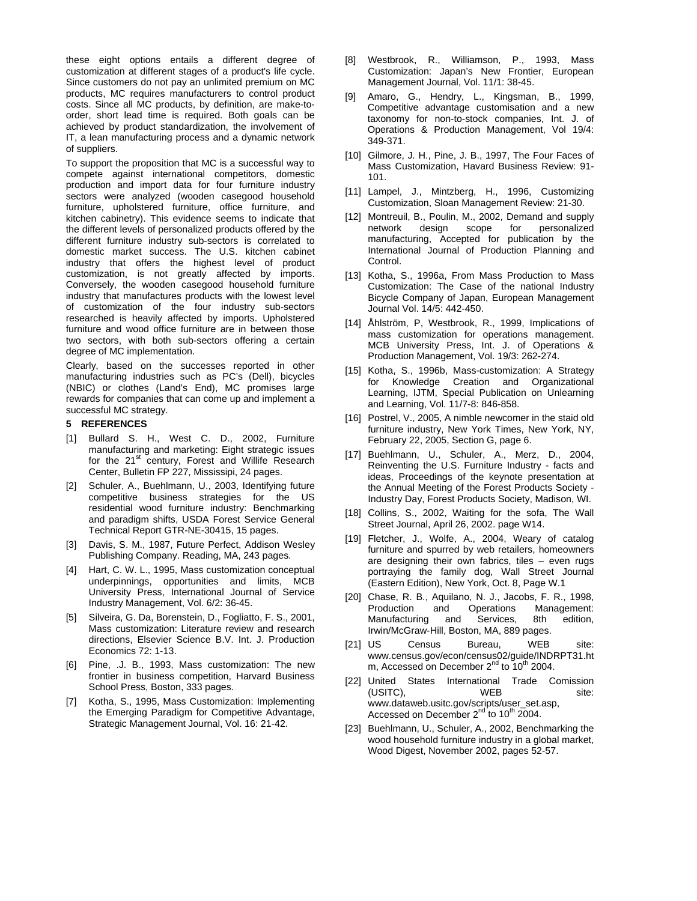these eight options entails a different degree of customization at different stages of a product's life cycle. Since customers do not pay an unlimited premium on MC products, MC requires manufacturers to control product costs. Since all MC products, by definition, are make-to-order, short lead time is required. Both goals can be achieved by product standardization, the involvement of IT, a lean manufacturing process and a dynamic network of suppliers.

To support the proposition that MC is a successful way to compete against international competitors, domestic production and import data for four furniture industry sectors were analyzed (wooden casegood household furniture, upholstered furniture, office furniture, and kitchen cabinetry). This evidence seems to indicate that the different levels of personalized products offered by the different furniture industry sub-sectors is correlated to domestic market success. The U.S. kitchen cabinet industry that offers the highest level of product customization, is not greatly affected by imports. Conversely, the wooden casegood household furniture industry that manufactures products with the lowest level of customization of the four industry sub-sectors researched is heavily affected by imports. Upholstered furniture and wood office furniture are in between those two sectors, with both sub-sectors offering a certain degree of MC implementation.

Clearly, based on the successes reported in other manufacturing industries such as PC's (Dell), bicycles (NBIC) or clothes (Land's End), MC promises large rewards for companies that can come up and implement a successful MC strategy.

## 5 REFERENCES

[1] Bullard S. H., West C. D., 2002, Furniture manufacturing and marketing: Eight strategic issues for the 21st century, Forest and Willife Research Center, Bulletin FP 227, Mississipi, 24 pages.

[2] Schuler, A., Buehlmann, U., 2003, Identifying future competitive business strategies for the US residential wood furniture industry: Benchmarking and paradigm shifts, USDA Forest Service General Technical Report GTR-NE-30415, 15 pages.

[3] Davis, S. M., 1987, Future Perfect, Addison Wesley Publishing Company. Reading, MA, 243 pages.

[4] Hart, C. W. L., 1995, Mass customization conceptual underpinnings, opportunities and limits, MCB University Press, International Journal of Service Industry Management, Vol. 6/2: 36-45.

[5] Silveira, G. Da, Borenstein, D., Fogliatto, F. S., 2001, Mass customization: Literature review and research directions, Elsevier Science B.V. Int. J. Production Economics 72: 1-13.

[6] Pine, .J. B., 1993, Mass customization: The new frontier in business competition, Harvard Business School Press, Boston, 333 pages.

[7] Kotha, S., 1995, Mass Customization: Implementing the Emerging Paradigm for Competitive Advantage, Strategic Management Journal, Vol. 16: 21-42.

[8] Westbrook, R., Williamson, P., 1993, Mass Customization: Japan's New Frontier, European Management Journal, Vol. 11/1: 38-45.

[9] Amaro, G., Hendry, L., Kingsman, B., 1999, Competitive advantage customisation and a new taxonomy for non-to-stock companies, Int. J. of Operations & Production Management, Vol 19/4: 349-371.

[10] Gilmore, J. H., Pine, J. B., 1997, The Four Faces of Mass Customization, Havard Business Review: 91-101.

[11] Lampel, J., Mintzberg, H., 1996, Customizing Customization, Sloan Management Review: 21-30.

[12] Montreuil, B., Poulin, M., 2002, Demand and supply network design scope for personalized manufacturing, Accepted for publication by the International Journal of Production Planning and Control.

[13] Kotha, S., 1996a, From Mass Production to Mass Customization: The Case of the national Industry Bicycle Company of Japan, European Management Journal Vol. 14/5: 442-450.

[14] Åhlström, P, Westbrook, R., 1999, Implications of mass customization for operations management. MCB University Press, Int. J. of Operations & Production Management, Vol. 19/3: 262-274.

[15] Kotha, S., 1996b, Mass-customization: A Strategy for Knowledge Creation and Organizational Learning, IJTM, Special Publication on Unlearning and Learning, Vol. 11/7-8: 846-858.

[16] Postrel, V., 2005, A nimble newcomer in the staid old furniture industry, New York Times, New York, NY, February 22, 2005, Section G, page 6.

[17] Buehlmann, U., Schuler, A., Merz, D., 2004, Reinventing the U.S. Furniture Industry - facts and ideas, Proceedings of the keynote presentation at the Annual Meeting of the Forest Products Society - Industry Day, Forest Products Society, Madison, WI.

[18] Collins, S., 2002, Waiting for the sofa, The Wall Street Journal, April 26, 2002. page W14.

[19] Fletcher, J., Wolfe, A., 2004, Weary of catalog furniture and spurred by web retailers, homeowners are designing their own fabrics, tiles – even rugs portraying the family dog, Wall Street Journal (Eastern Edition), New York, Oct. 8, Page W.1

[20] Chase, R. B., Aquilano, N. J., Jacobs, F. R., 1998, Production and Operations Management: Manufacturing and Services, 8th edition, Irwin/McGraw-Hill, Boston, MA, 889 pages.

[21] US Census Bureau, WEB site: www.census.gov/econ/census02/guide/INDRPT31.htm, Accessed on December 2nd to 10th 2004.

[22] United States International Trade Comission (USITC), WEB site: www.dataweb.usitc.gov/scripts/user_set.asp, Accessed on December 2nd to 10th 2004.

[23] Buehlmann, U., Schuler, A., 2002, Benchmarking the wood household furniture industry in a global market, Wood Digest, November 2002, pages 52-57.